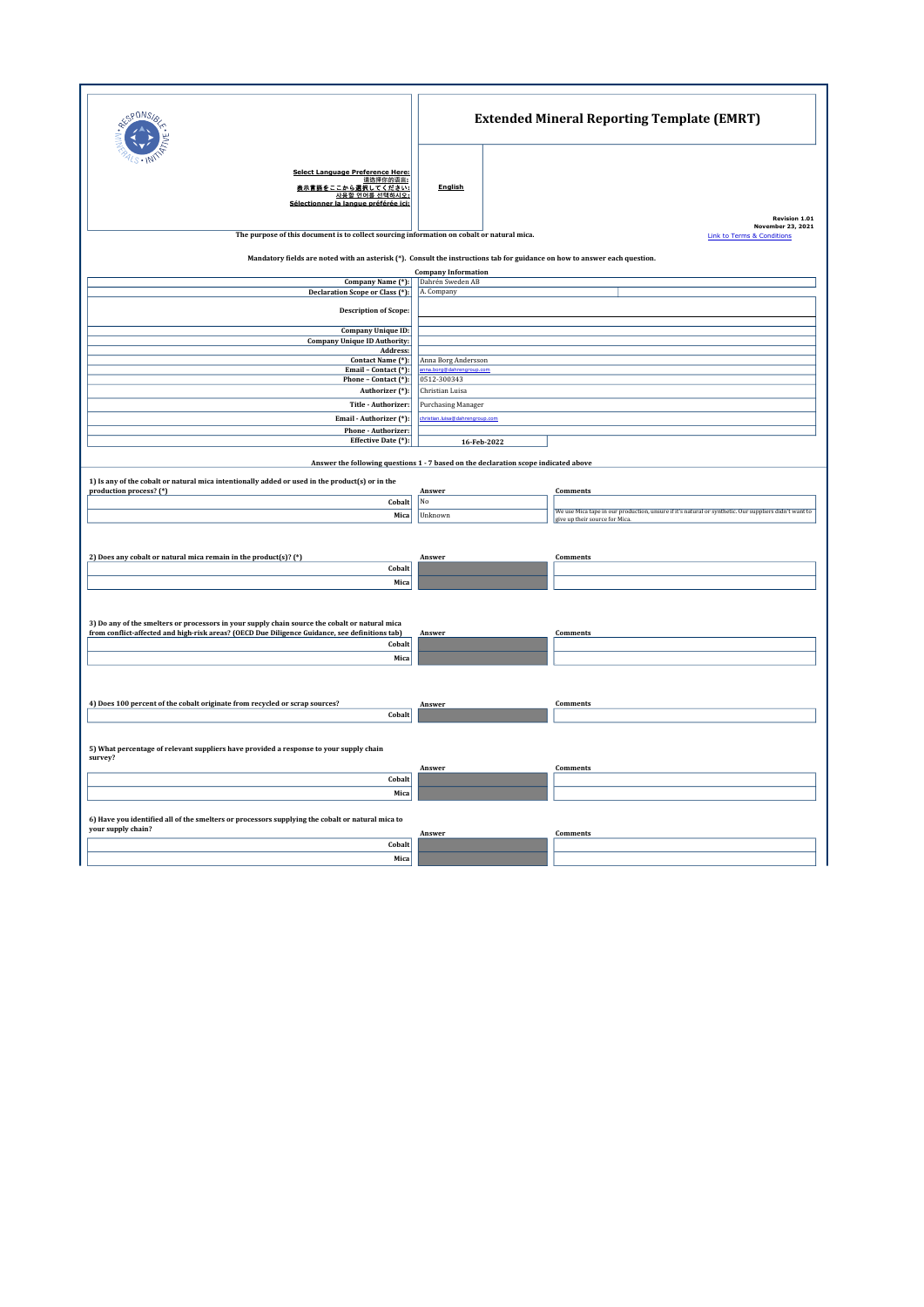Select Language Preference Here:
请选择你的语言:
表示言語をここから選択してください:
사용할 언어를 선택하시오:
Sélectionner la langue préférée ici:

# Extended Mineral Reporting Template (EMRT)

English

Revision 1.01
November 23, 2021

Link to Terms & Conditions

The purpose of this document is to collect sourcing information on cobalt or natural mica.

Mandatory fields are noted with an asterisk (*). Consult the instructions tab for guidance on how to answer each question.

**Company Information**

| Field | Value |
|---|---|
| Company Name (*): | Dahrén Sweden AB |
| Declaration Scope or Class (*): | A. Company |
| Description of Scope: | |
| Company Unique ID: | |
| Company Unique ID Authority: | |
| Address: | |
| Contact Name (*): | Anna Borg Andersson |
| Email – Contact (*): | anna.borg@dahrengroup.com |
| Phone – Contact (*): | 0512-300343 |
| Authorizer (*): | Christian Luisa |
| Title - Authorizer: | Purchasing Manager |
| Email - Authorizer (*): | christian.luisa@dahrengroup.com |
| Phone - Authorizer: | |
| Effective Date (*): | 16-Feb-2022 |

**Answer the following questions 1 - 7 based on the declaration scope indicated above**

**1) Is any of the cobalt or natural mica intentionally added or used in the product(s) or in the production process? (*)**

| | Answer | Comments |
|---|---|---|
| Cobalt | No | |
| Mica | Unknown | We use Mica tape in our production, unsure if it's natural or synthetic. Our suppliers didn't want to give up their source for Mica. |

**2) Does any cobalt or natural mica remain in the product(s)? (*)**

| | Answer | Comments |
|---|---|---|
| Cobalt | | |
| Mica | | |

**3) Do any of the smelters or processors in your supply chain source the cobalt or natural mica from conflict-affected and high-risk areas? (OECD Due Diligence Guidance, see definitions tab)**

| | Answer | Comments |
|---|---|---|
| Cobalt | | |
| Mica | | |

**4) Does 100 percent of the cobalt originate from recycled or scrap sources?**

| | Answer | Comments |
|---|---|---|
| Cobalt | | |

**5) What percentage of relevant suppliers have provided a response to your supply chain survey?**

| | Answer | Comments |
|---|---|---|
| Cobalt | | |
| Mica | | |

**6) Have you identified all of the smelters or processors supplying the cobalt or natural mica to your supply chain?**

| | Answer | Comments |
|---|---|---|
| Cobalt | | |
| Mica | | |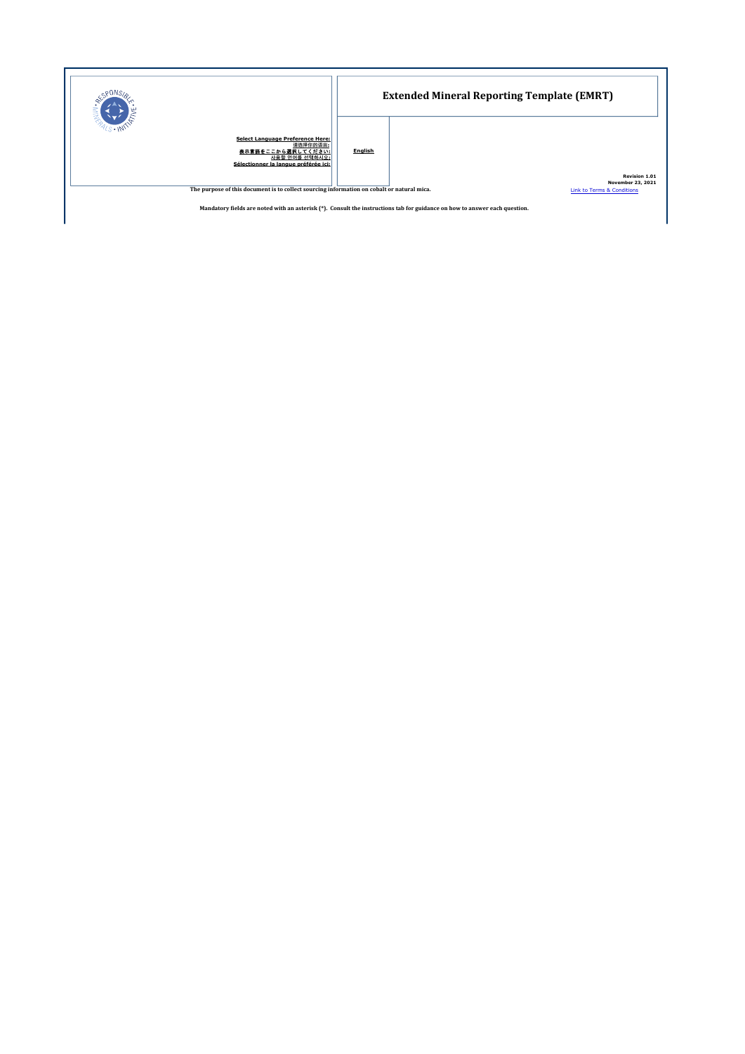# Extended Mineral Reporting Template (EMRT)

**Select Language Preference Here:**
**请选择你的语言:**
**表示言語をここから選択してください:**
**사용할 언어를 선택하시오:**
**Sélectionner la langue préférée ici:**

**English**

**Revision 1.01**
**November 23, 2021**
Link to Terms & Conditions

**The purpose of this document is to collect sourcing information on cobalt or natural mica.**

**Mandatory fields are noted with an asterisk (*). Consult the instructions tab for guidance on how to answer each question.**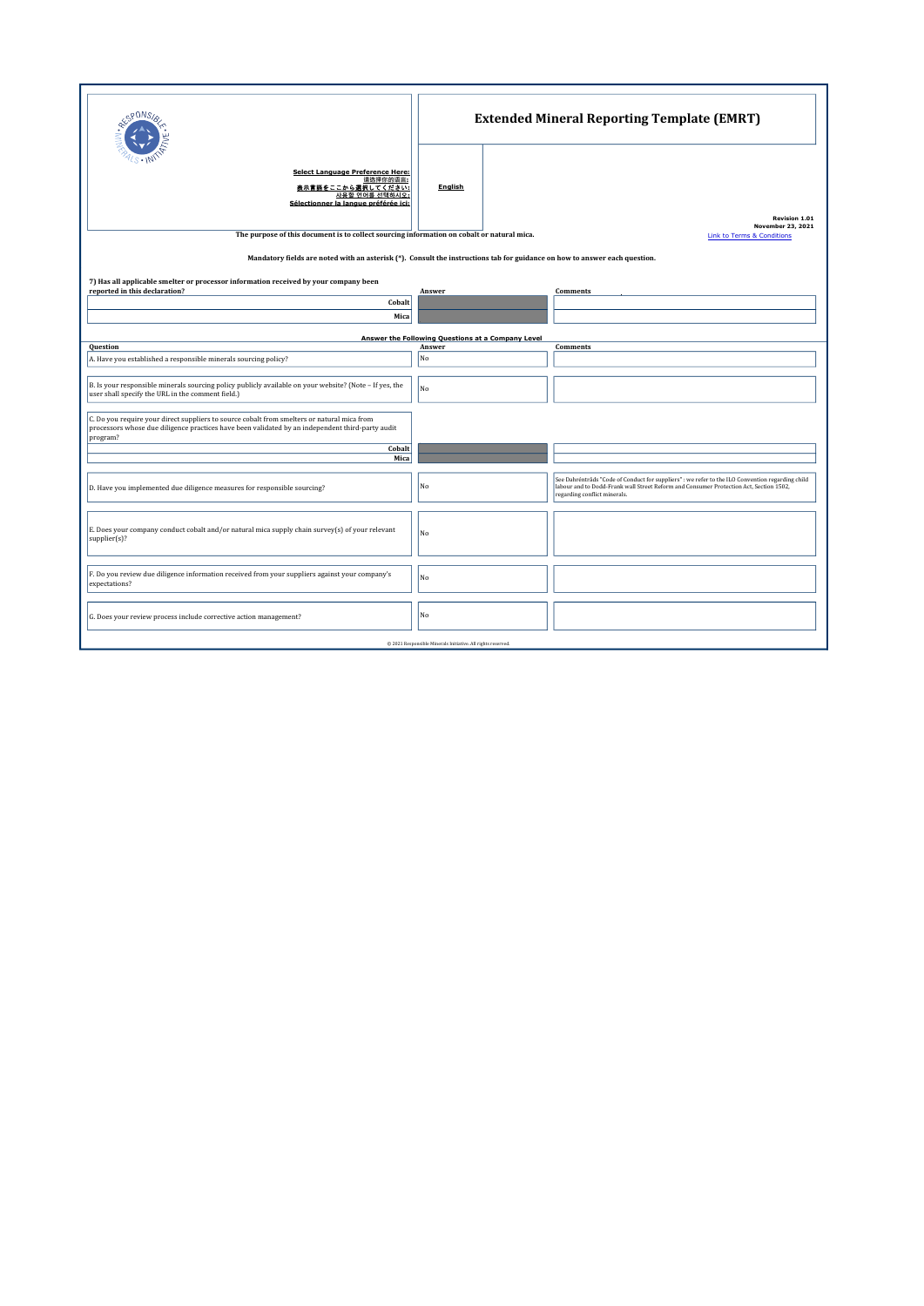# Extended Mineral Reporting Template (EMRT)

**Select Language Preference Here:**
**请选择你的语言:**
**表示言語をここから選択してください:**
**사용할 언어를 선택하시오:**
**Sélectionner la langue préférée ici:**

**English**

**Revision 1.01**
**November 23, 2021**

Link to Terms & Conditions

**The purpose of this document is to collect sourcing information on cobalt or natural mica.**

**Mandatory fields are noted with an asterisk (*). Consult the instructions tab for guidance on how to answer each question.**

| 7) Has all applicable smelter or processor information received by your company been reported in this declaration? | Answer | Comments |
|---|---|---|
| Cobalt | | |
| Mica | | |

**Answer the Following Questions at a Company Level**

| Question | Answer | Comments |
|---|---|---|
| A. Have you established a responsible minerals sourcing policy? | No | |
| B. Is your responsible minerals sourcing policy publicly available on your website? (Note – If yes, the user shall specify the URL in the comment field.) | No | |
| C. Do you require your direct suppliers to source cobalt from smelters or natural mica from processors whose due diligence practices have been validated by an independent third-party audit program? | | |
| Cobalt | | |
| Mica | | |
| D. Have you implemented due diligence measures for responsible sourcing? | No | See Dahréntråds "Code of Conduct for suppliers" : we refer to the ILO Convention regarding child labour and to Dodd-Frank wall Street Reform and Consumer Protection Act, Section 1502, regarding conflict minerals. |
| E. Does your company conduct cobalt and/or natural mica supply chain survey(s) of your relevant supplier(s)? | No | |
| F. Do you review due diligence information received from your suppliers against your company's expectations? | No | |
| G. Does your review process include corrective action management? | No | |

© 2021 Responsible Minerals Initiative. All rights reserved.